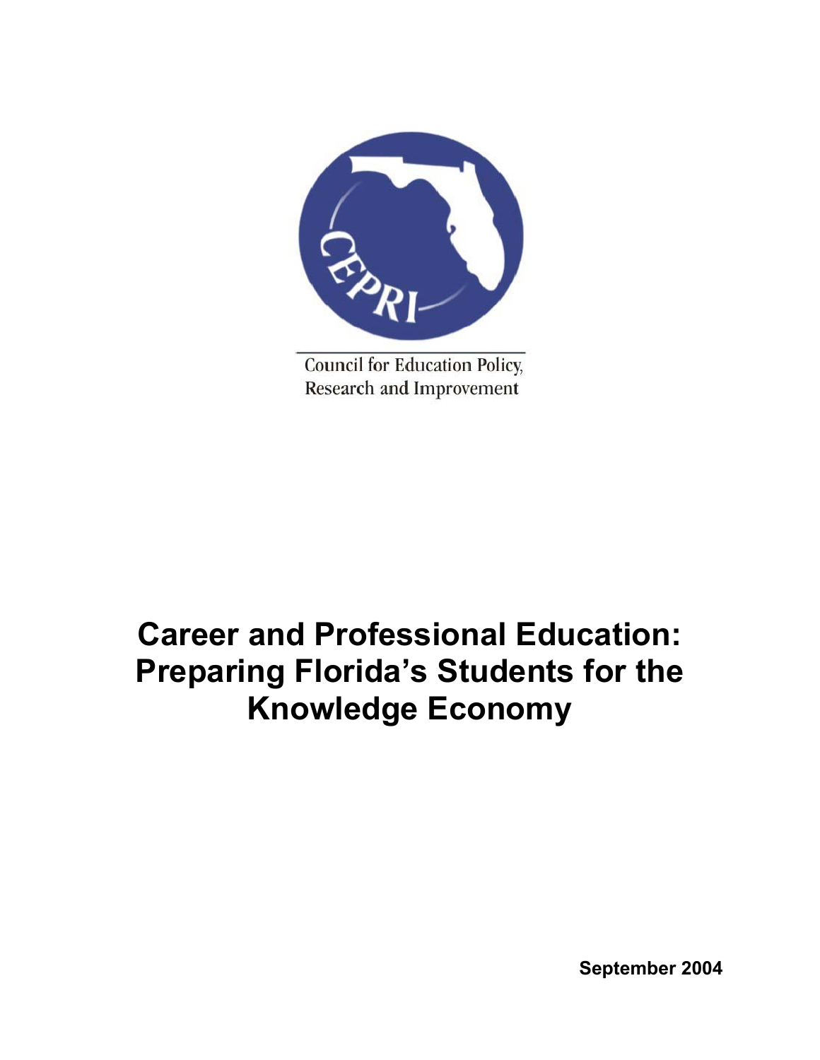CEPRI

Council for Education Policy, Research and Improvement

# Career and Professional Education: Preparing Florida's Students for the Knowledge Economy

**September 2004**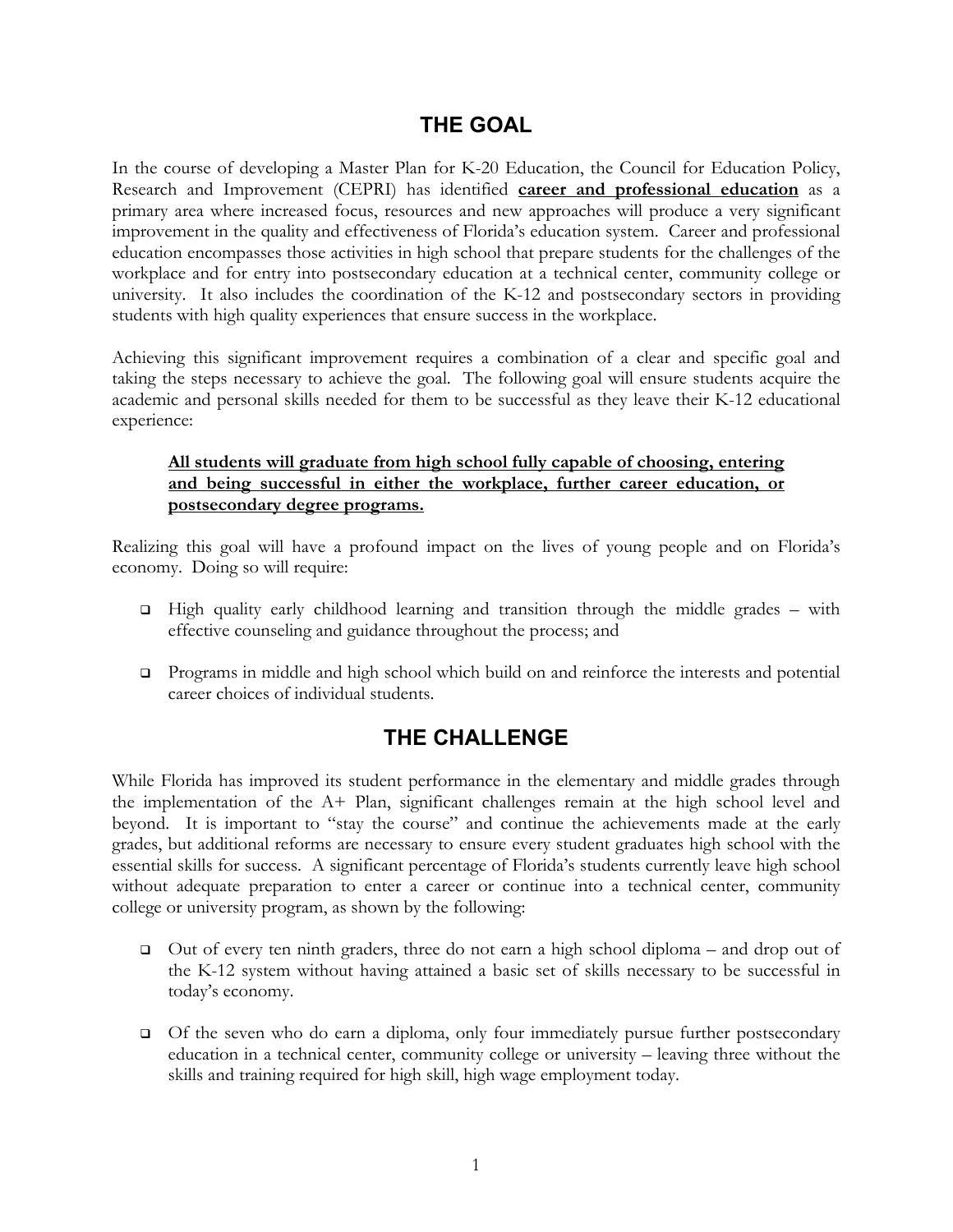## THE GOAL

In the course of developing a Master Plan for K-20 Education, the Council for Education Policy, Research and Improvement (CEPRI) has identified **career and professional education** as a primary area where increased focus, resources and new approaches will produce a very significant improvement in the quality and effectiveness of Florida's education system. Career and professional education encompasses those activities in high school that prepare students for the challenges of the workplace and for entry into postsecondary education at a technical center, community college or university. It also includes the coordination of the K-12 and postsecondary sectors in providing students with high quality experiences that ensure success in the workplace.

Achieving this significant improvement requires a combination of a clear and specific goal and taking the steps necessary to achieve the goal. The following goal will ensure students acquire the academic and personal skills needed for them to be successful as they leave their K-12 educational experience:

> **All students will graduate from high school fully capable of choosing, entering and being successful in either the workplace, further career education, or postsecondary degree programs.**

Realizing this goal will have a profound impact on the lives of young people and on Florida's economy. Doing so will require:

- High quality early childhood learning and transition through the middle grades – with effective counseling and guidance throughout the process; and
- Programs in middle and high school which build on and reinforce the interests and potential career choices of individual students.

## THE CHALLENGE

While Florida has improved its student performance in the elementary and middle grades through the implementation of the A+ Plan, significant challenges remain at the high school level and beyond. It is important to "stay the course" and continue the achievements made at the early grades, but additional reforms are necessary to ensure every student graduates high school with the essential skills for success. A significant percentage of Florida's students currently leave high school without adequate preparation to enter a career or continue into a technical center, community college or university program, as shown by the following:

- Out of every ten ninth graders, three do not earn a high school diploma – and drop out of the K-12 system without having attained a basic set of skills necessary to be successful in today's economy.
- Of the seven who do earn a diploma, only four immediately pursue further postsecondary education in a technical center, community college or university – leaving three without the skills and training required for high skill, high wage employment today.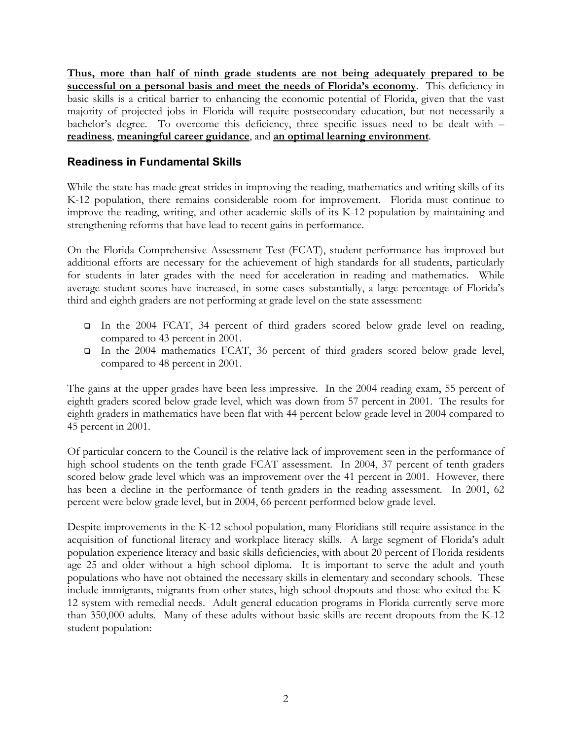**Thus, more than half of ninth grade students are not being adequately prepared to be successful on a personal basis and meet the needs of Florida's economy**. This deficiency in basic skills is a critical barrier to enhancing the economic potential of Florida, given that the vast majority of projected jobs in Florida will require postsecondary education, but not necessarily a bachelor's degree. To overcome this deficiency, three specific issues need to be dealt with – **readiness**, **meaningful career guidance**, and **an optimal learning environment**.

## Readiness in Fundamental Skills

While the state has made great strides in improving the reading, mathematics and writing skills of its K-12 population, there remains considerable room for improvement. Florida must continue to improve the reading, writing, and other academic skills of its K-12 population by maintaining and strengthening reforms that have lead to recent gains in performance.

On the Florida Comprehensive Assessment Test (FCAT), student performance has improved but additional efforts are necessary for the achievement of high standards for all students, particularly for students in later grades with the need for acceleration in reading and mathematics. While average student scores have increased, in some cases substantially, a large percentage of Florida's third and eighth graders are not performing at grade level on the state assessment:

- In the 2004 FCAT, 34 percent of third graders scored below grade level on reading, compared to 43 percent in 2001.
- In the 2004 mathematics FCAT, 36 percent of third graders scored below grade level, compared to 48 percent in 2001.

The gains at the upper grades have been less impressive. In the 2004 reading exam, 55 percent of eighth graders scored below grade level, which was down from 57 percent in 2001. The results for eighth graders in mathematics have been flat with 44 percent below grade level in 2004 compared to 45 percent in 2001.

Of particular concern to the Council is the relative lack of improvement seen in the performance of high school students on the tenth grade FCAT assessment. In 2004, 37 percent of tenth graders scored below grade level which was an improvement over the 41 percent in 2001. However, there has been a decline in the performance of tenth graders in the reading assessment. In 2001, 62 percent were below grade level, but in 2004, 66 percent performed below grade level.

Despite improvements in the K-12 school population, many Floridians still require assistance in the acquisition of functional literacy and workplace literacy skills. A large segment of Florida's adult population experience literacy and basic skills deficiencies, with about 20 percent of Florida residents age 25 and older without a high school diploma. It is important to serve the adult and youth populations who have not obtained the necessary skills in elementary and secondary schools. These include immigrants, migrants from other states, high school dropouts and those who exited the K-12 system with remedial needs. Adult general education programs in Florida currently serve more than 350,000 adults. Many of these adults without basic skills are recent dropouts from the K-12 student population: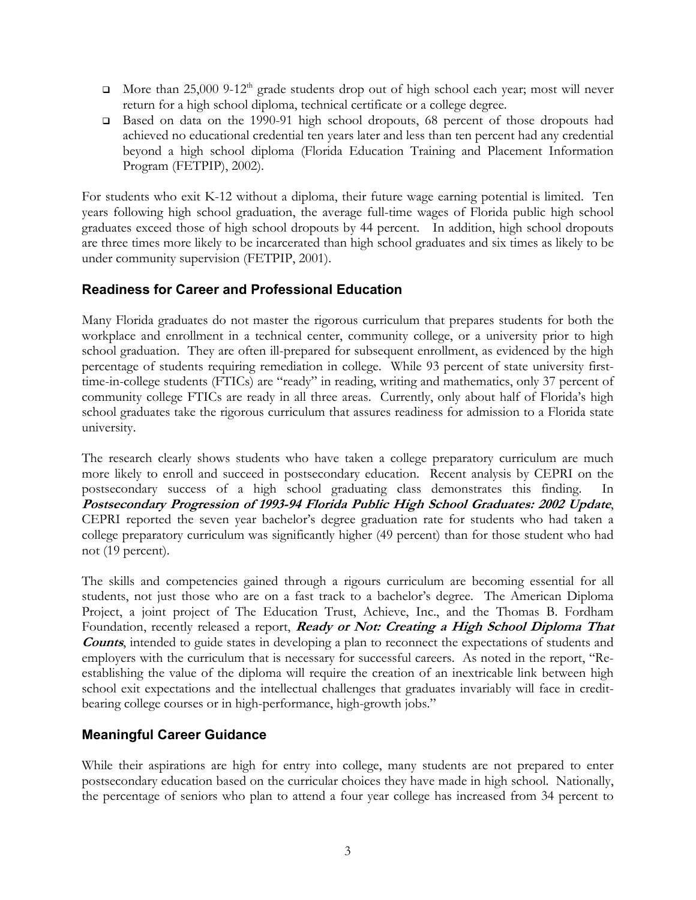- More than 25,000 9-12th grade students drop out of high school each year; most will never return for a high school diploma, technical certificate or a college degree.
- Based on data on the 1990-91 high school dropouts, 68 percent of those dropouts had achieved no educational credential ten years later and less than ten percent had any credential beyond a high school diploma (Florida Education Training and Placement Information Program (FETPIP), 2002).

For students who exit K-12 without a diploma, their future wage earning potential is limited. Ten years following high school graduation, the average full-time wages of Florida public high school graduates exceed those of high school dropouts by 44 percent. In addition, high school dropouts are three times more likely to be incarcerated than high school graduates and six times as likely to be under community supervision (FETPIP, 2001).

## Readiness for Career and Professional Education

Many Florida graduates do not master the rigorous curriculum that prepares students for both the workplace and enrollment in a technical center, community college, or a university prior to high school graduation. They are often ill-prepared for subsequent enrollment, as evidenced by the high percentage of students requiring remediation in college. While 93 percent of state university first-time-in-college students (FTICs) are "ready" in reading, writing and mathematics, only 37 percent of community college FTICs are ready in all three areas. Currently, only about half of Florida's high school graduates take the rigorous curriculum that assures readiness for admission to a Florida state university.

The research clearly shows students who have taken a college preparatory curriculum are much more likely to enroll and succeed in postsecondary education. Recent analysis by CEPRI on the postsecondary success of a high school graduating class demonstrates this finding. In ***Postsecondary Progression of 1993-94 Florida Public High School Graduates: 2002 Update***, CEPRI reported the seven year bachelor's degree graduation rate for students who had taken a college preparatory curriculum was significantly higher (49 percent) than for those student who had not (19 percent).

The skills and competencies gained through a rigours curriculum are becoming essential for all students, not just those who are on a fast track to a bachelor's degree. The American Diploma Project, a joint project of The Education Trust, Achieve, Inc., and the Thomas B. Fordham Foundation, recently released a report, ***Ready or Not: Creating a High School Diploma That Counts***, intended to guide states in developing a plan to reconnect the expectations of students and employers with the curriculum that is necessary for successful careers. As noted in the report, "Re-establishing the value of the diploma will require the creation of an inextricable link between high school exit expectations and the intellectual challenges that graduates invariably will face in credit-bearing college courses or in high-performance, high-growth jobs."

## Meaningful Career Guidance

While their aspirations are high for entry into college, many students are not prepared to enter postsecondary education based on the curricular choices they have made in high school. Nationally, the percentage of seniors who plan to attend a four year college has increased from 34 percent to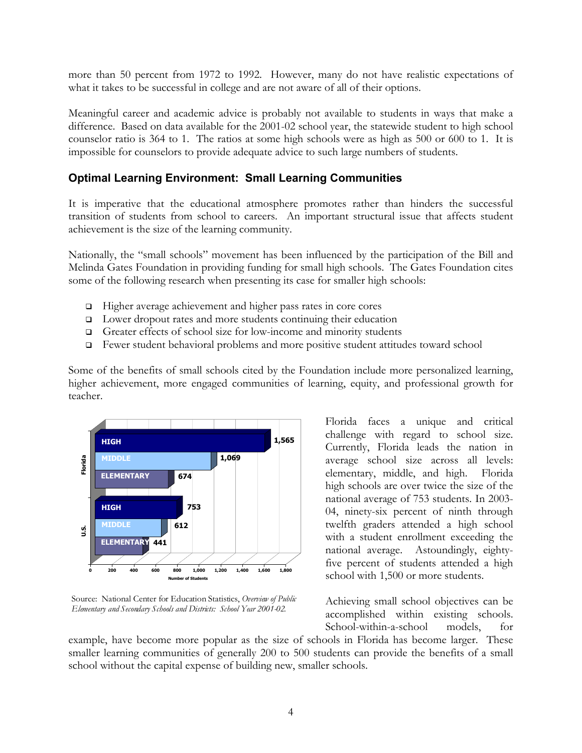more than 50 percent from 1972 to 1992. However, many do not have realistic expectations of what it takes to be successful in college and are not aware of all of their options.

Meaningful career and academic advice is probably not available to students in ways that make a difference. Based on data available for the 2001-02 school year, the statewide student to high school counselor ratio is 364 to 1. The ratios at some high schools were as high as 500 or 600 to 1. It is impossible for counselors to provide adequate advice to such large numbers of students.

### Optimal Learning Environment: Small Learning Communities

It is imperative that the educational atmosphere promotes rather than hinders the successful transition of students from school to careers. An important structural issue that affects student achievement is the size of the learning community.

Nationally, the "small schools" movement has been influenced by the participation of the Bill and Melinda Gates Foundation in providing funding for small high schools. The Gates Foundation cites some of the following research when presenting its case for smaller high schools:

- Higher average achievement and higher pass rates in core cores
- Lower dropout rates and more students continuing their education
- Greater effects of school size for low-income and minority students
- Fewer student behavioral problems and more positive student attitudes toward school

Some of the benefits of small schools cited by the Foundation include more personalized learning, higher achievement, more engaged communities of learning, equity, and professional growth for teacher.

| | Level | Number of Students |
|---|---|---|
| Florida | HIGH | 1,565 |
| | MIDDLE | 1,069 |
| | ELEMENTARY | 674 |
| U.S. | HIGH | 753 |
| | MIDDLE | 612 |
| | ELEMENTARY | 441 |

Source: National Center for Education Statistics, *Overview of Public Elementary and Secondary Schools and Districts: School Year 2001-02.*

Florida faces a unique and critical challenge with regard to school size. Currently, Florida leads the nation in average school size across all levels: elementary, middle, and high. Florida high schools are over twice the size of the national average of 753 students. In 2003-04, ninety-six percent of ninth through twelfth graders attended a high school with a student enrollment exceeding the national average. Astoundingly, eighty-five percent of students attended a high school with 1,500 or more students.

Achieving small school objectives can be accomplished within existing schools. School-within-a-school models, for example, have become more popular as the size of schools in Florida has become larger. These smaller learning communities of generally 200 to 500 students can provide the benefits of a small school without the capital expense of building new, smaller schools.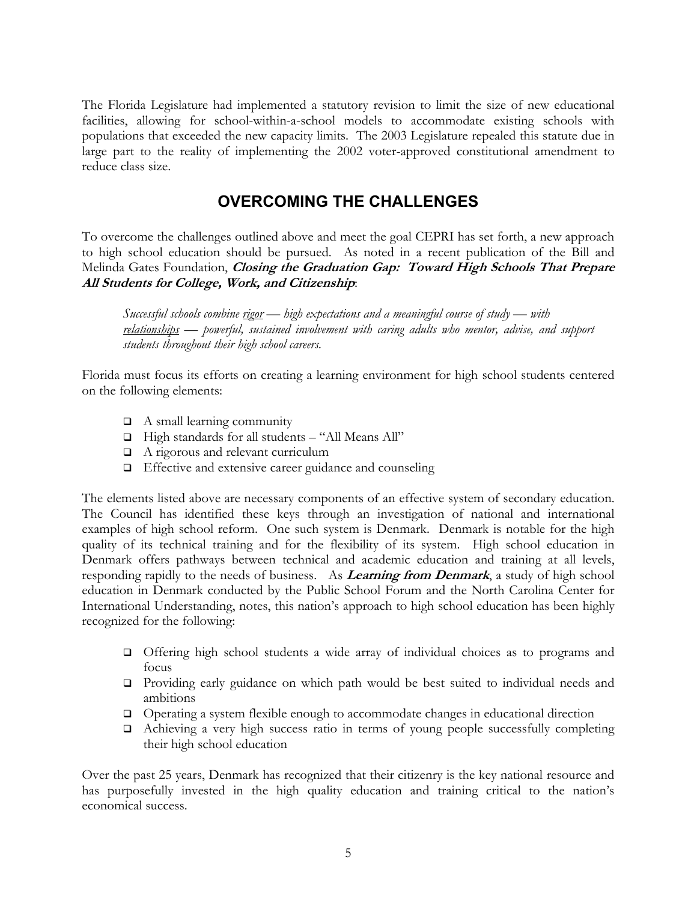The Florida Legislature had implemented a statutory revision to limit the size of new educational facilities, allowing for school-within-a-school models to accommodate existing schools with populations that exceeded the new capacity limits. The 2003 Legislature repealed this statute due in large part to the reality of implementing the 2002 voter-approved constitutional amendment to reduce class size.

## OVERCOMING THE CHALLENGES

To overcome the challenges outlined above and meet the goal CEPRI has set forth, a new approach to high school education should be pursued. As noted in a recent publication of the Bill and Melinda Gates Foundation, ***Closing the Graduation Gap: Toward High Schools That Prepare All Students for College, Work, and Citizenship***:

> *Successful schools combine rigor — high expectations and a meaningful course of study — with relationships — powerful, sustained involvement with caring adults who mentor, advise, and support students throughout their high school careers.*

Florida must focus its efforts on creating a learning environment for high school students centered on the following elements:

- A small learning community
- High standards for all students – "All Means All"
- A rigorous and relevant curriculum
- Effective and extensive career guidance and counseling

The elements listed above are necessary components of an effective system of secondary education. The Council has identified these keys through an investigation of national and international examples of high school reform. One such system is Denmark. Denmark is notable for the high quality of its technical training and for the flexibility of its system. High school education in Denmark offers pathways between technical and academic education and training at all levels, responding rapidly to the needs of business. As ***Learning from Denmark***, a study of high school education in Denmark conducted by the Public School Forum and the North Carolina Center for International Understanding, notes, this nation's approach to high school education has been highly recognized for the following:

- Offering high school students a wide array of individual choices as to programs and focus
- Providing early guidance on which path would be best suited to individual needs and ambitions
- Operating a system flexible enough to accommodate changes in educational direction
- Achieving a very high success ratio in terms of young people successfully completing their high school education

Over the past 25 years, Denmark has recognized that their citizenry is the key national resource and has purposefully invested in the high quality education and training critical to the nation's economical success.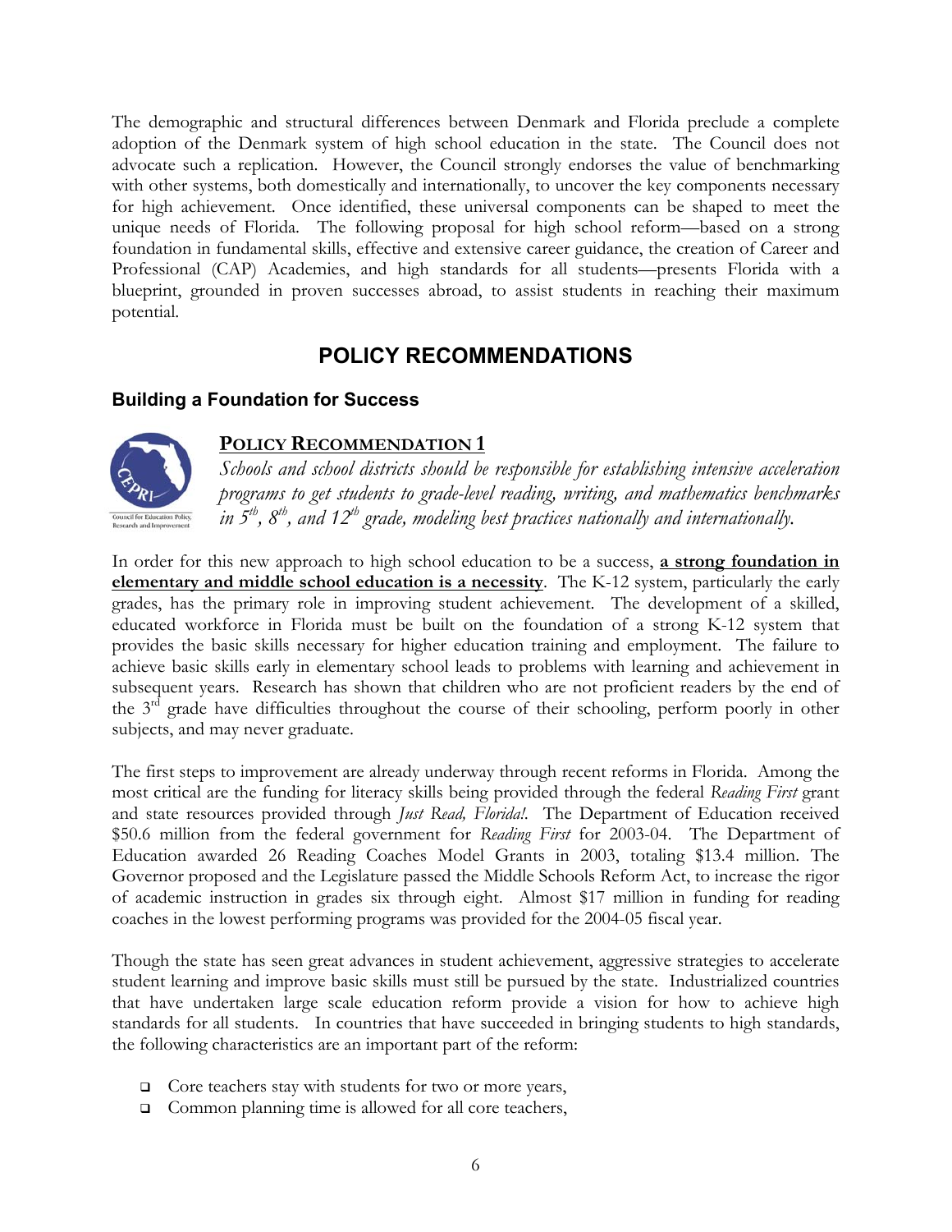The demographic and structural differences between Denmark and Florida preclude a complete adoption of the Denmark system of high school education in the state. The Council does not advocate such a replication. However, the Council strongly endorses the value of benchmarking with other systems, both domestically and internationally, to uncover the key components necessary for high achievement. Once identified, these universal components can be shaped to meet the unique needs of Florida. The following proposal for high school reform—based on a strong foundation in fundamental skills, effective and extensive career guidance, the creation of Career and Professional (CAP) Academies, and high standards for all students—presents Florida with a blueprint, grounded in proven successes abroad, to assist students in reaching their maximum potential.

## POLICY RECOMMENDATIONS

### Building a Foundation for Success

#### POLICY RECOMMENDATION 1

*Schools and school districts should be responsible for establishing intensive acceleration programs to get students to grade-level reading, writing, and mathematics benchmarks in 5th, 8th, and 12th grade, modeling best practices nationally and internationally.*

In order for this new approach to high school education to be a success, **a strong foundation in elementary and middle school education is a necessity**. The K-12 system, particularly the early grades, has the primary role in improving student achievement. The development of a skilled, educated workforce in Florida must be built on the foundation of a strong K-12 system that provides the basic skills necessary for higher education training and employment. The failure to achieve basic skills early in elementary school leads to problems with learning and achievement in subsequent years. Research has shown that children who are not proficient readers by the end of the 3rd grade have difficulties throughout the course of their schooling, perform poorly in other subjects, and may never graduate.

The first steps to improvement are already underway through recent reforms in Florida. Among the most critical are the funding for literacy skills being provided through the federal *Reading First* grant and state resources provided through *Just Read, Florida!*. The Department of Education received $50.6 million from the federal government for *Reading First* for 2003-04. The Department of Education awarded 26 Reading Coaches Model Grants in 2003, totaling $13.4 million. The Governor proposed and the Legislature passed the Middle Schools Reform Act, to increase the rigor of academic instruction in grades six through eight. Almost $17 million in funding for reading coaches in the lowest performing programs was provided for the 2004-05 fiscal year.

Though the state has seen great advances in student achievement, aggressive strategies to accelerate student learning and improve basic skills must still be pursued by the state. Industrialized countries that have undertaken large scale education reform provide a vision for how to achieve high standards for all students. In countries that have succeeded in bringing students to high standards, the following characteristics are an important part of the reform:

- Core teachers stay with students for two or more years,
- Common planning time is allowed for all core teachers,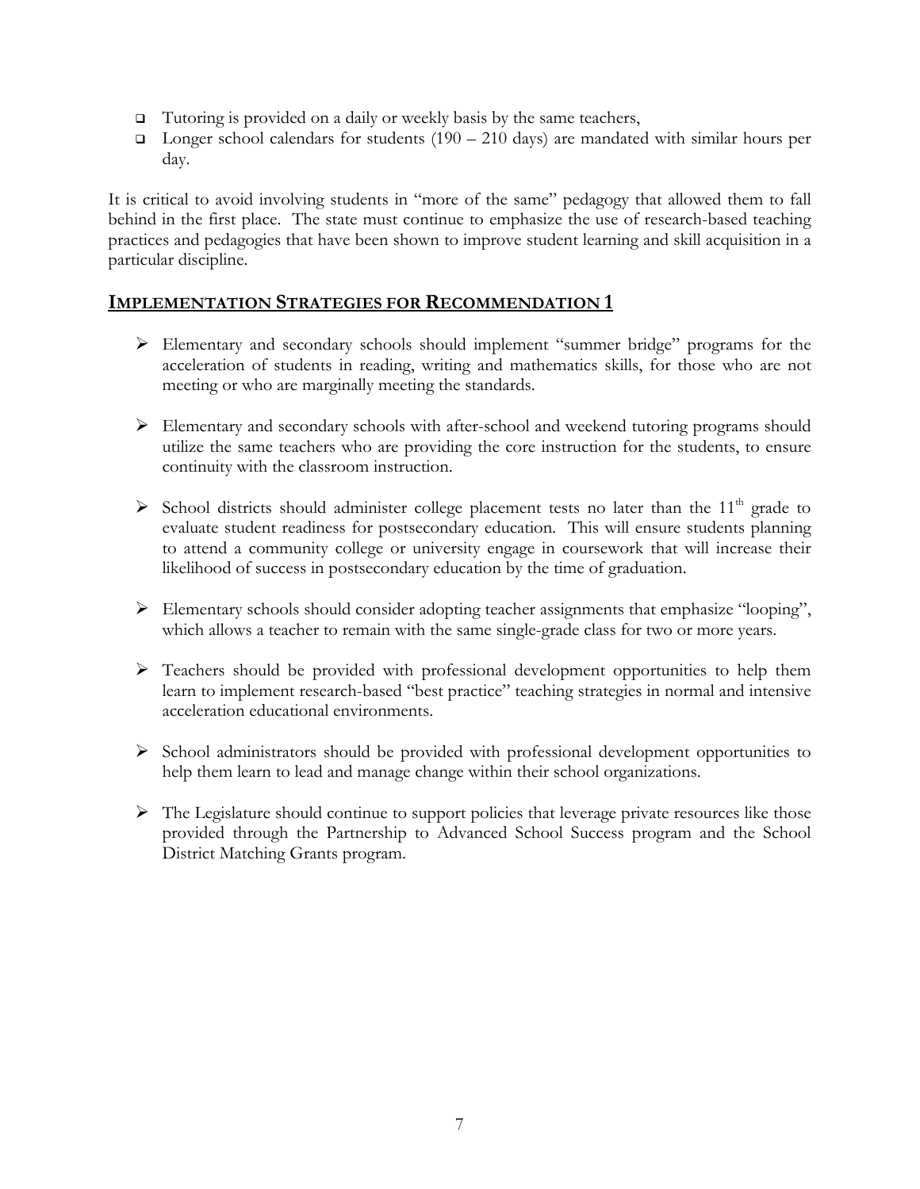- Tutoring is provided on a daily or weekly basis by the same teachers,
- Longer school calendars for students (190 – 210 days) are mandated with similar hours per day.

It is critical to avoid involving students in "more of the same" pedagogy that allowed them to fall behind in the first place. The state must continue to emphasize the use of research-based teaching practices and pedagogies that have been shown to improve student learning and skill acquisition in a particular discipline.

## IMPLEMENTATION STRATEGIES FOR RECOMMENDATION 1

- Elementary and secondary schools should implement "summer bridge" programs for the acceleration of students in reading, writing and mathematics skills, for those who are not meeting or who are marginally meeting the standards.

- Elementary and secondary schools with after-school and weekend tutoring programs should utilize the same teachers who are providing the core instruction for the students, to ensure continuity with the classroom instruction.

- School districts should administer college placement tests no later than the 11th grade to evaluate student readiness for postsecondary education. This will ensure students planning to attend a community college or university engage in coursework that will increase their likelihood of success in postsecondary education by the time of graduation.

- Elementary schools should consider adopting teacher assignments that emphasize "looping", which allows a teacher to remain with the same single-grade class for two or more years.

- Teachers should be provided with professional development opportunities to help them learn to implement research-based "best practice" teaching strategies in normal and intensive acceleration educational environments.

- School administrators should be provided with professional development opportunities to help them learn to lead and manage change within their school organizations.

- The Legislature should continue to support policies that leverage private resources like those provided through the Partnership to Advanced School Success program and the School District Matching Grants program.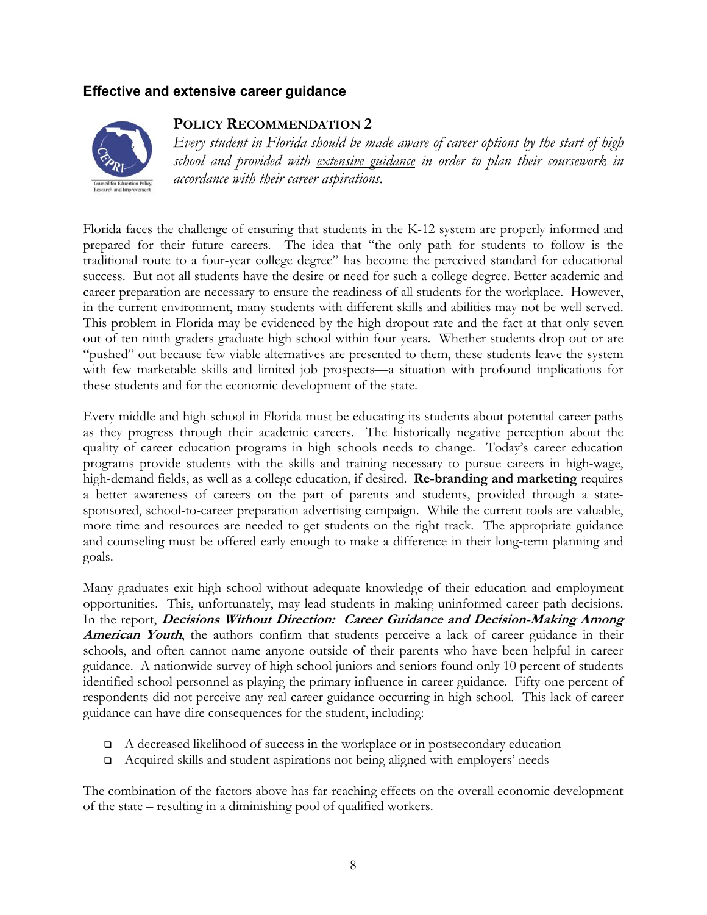## Effective and extensive career guidance

### POLICY RECOMMENDATION 2

*Every student in Florida should be made aware of career options by the start of high school and provided with extensive guidance in order to plan their coursework in accordance with their career aspirations.*

Florida faces the challenge of ensuring that students in the K-12 system are properly informed and prepared for their future careers. The idea that "the only path for students to follow is the traditional route to a four-year college degree" has become the perceived standard for educational success. But not all students have the desire or need for such a college degree. Better academic and career preparation are necessary to ensure the readiness of all students for the workplace. However, in the current environment, many students with different skills and abilities may not be well served. This problem in Florida may be evidenced by the high dropout rate and the fact at that only seven out of ten ninth graders graduate high school within four years. Whether students drop out or are "pushed" out because few viable alternatives are presented to them, these students leave the system with few marketable skills and limited job prospects—a situation with profound implications for these students and for the economic development of the state.

Every middle and high school in Florida must be educating its students about potential career paths as they progress through their academic careers. The historically negative perception about the quality of career education programs in high schools needs to change. Today's career education programs provide students with the skills and training necessary to pursue careers in high-wage, high-demand fields, as well as a college education, if desired. **Re-branding and marketing** requires a better awareness of careers on the part of parents and students, provided through a state-sponsored, school-to-career preparation advertising campaign. While the current tools are valuable, more time and resources are needed to get students on the right track. The appropriate guidance and counseling must be offered early enough to make a difference in their long-term planning and goals.

Many graduates exit high school without adequate knowledge of their education and employment opportunities. This, unfortunately, may lead students in making uninformed career path decisions. In the report, ***Decisions Without Direction: Career Guidance and Decision-Making Among American Youth***, the authors confirm that students perceive a lack of career guidance in their schools, and often cannot name anyone outside of their parents who have been helpful in career guidance. A nationwide survey of high school juniors and seniors found only 10 percent of students identified school personnel as playing the primary influence in career guidance. Fifty-one percent of respondents did not perceive any real career guidance occurring in high school. This lack of career guidance can have dire consequences for the student, including:

- A decreased likelihood of success in the workplace or in postsecondary education
- Acquired skills and student aspirations not being aligned with employers' needs

The combination of the factors above has far-reaching effects on the overall economic development of the state – resulting in a diminishing pool of qualified workers.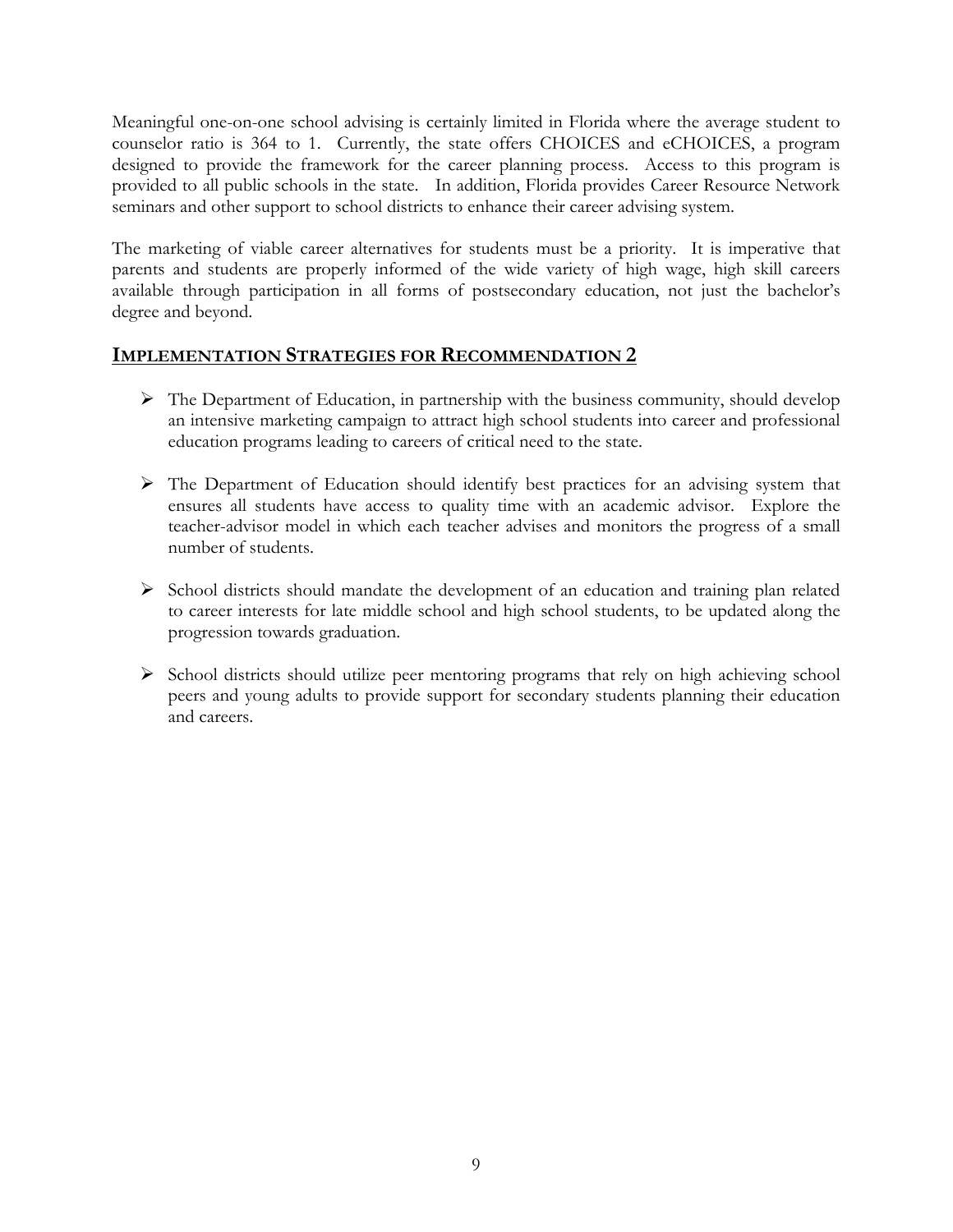Meaningful one-on-one school advising is certainly limited in Florida where the average student to counselor ratio is 364 to 1. Currently, the state offers CHOICES and eCHOICES, a program designed to provide the framework for the career planning process. Access to this program is provided to all public schools in the state. In addition, Florida provides Career Resource Network seminars and other support to school districts to enhance their career advising system.

The marketing of viable career alternatives for students must be a priority. It is imperative that parents and students are properly informed of the wide variety of high wage, high skill careers available through participation in all forms of postsecondary education, not just the bachelor's degree and beyond.

## IMPLEMENTATION STRATEGIES FOR RECOMMENDATION 2

- The Department of Education, in partnership with the business community, should develop an intensive marketing campaign to attract high school students into career and professional education programs leading to careers of critical need to the state.
- The Department of Education should identify best practices for an advising system that ensures all students have access to quality time with an academic advisor. Explore the teacher-advisor model in which each teacher advises and monitors the progress of a small number of students.
- School districts should mandate the development of an education and training plan related to career interests for late middle school and high school students, to be updated along the progression towards graduation.
- School districts should utilize peer mentoring programs that rely on high achieving school peers and young adults to provide support for secondary students planning their education and careers.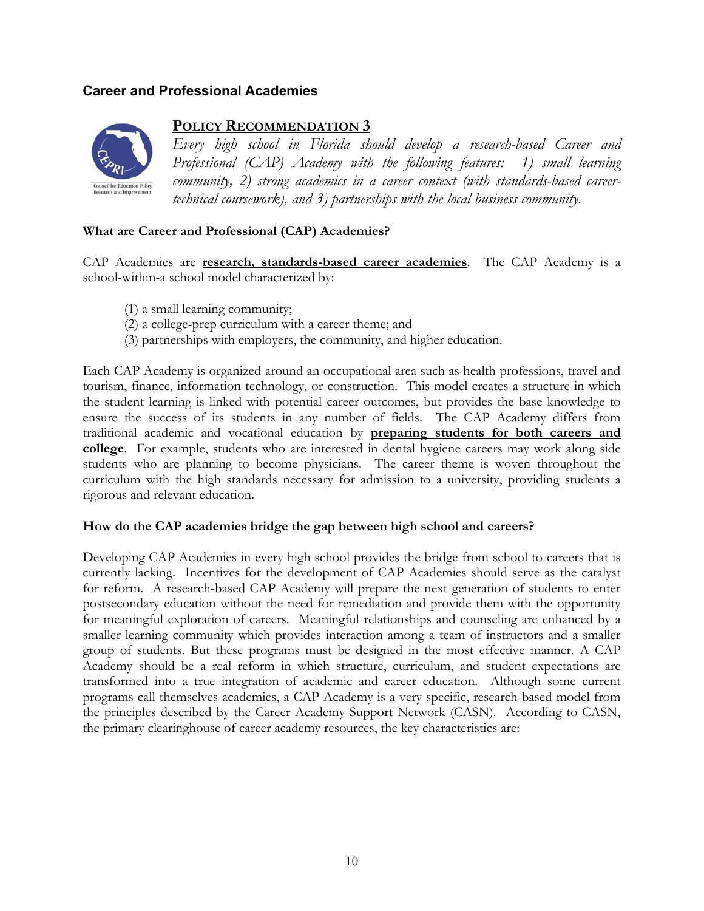## Career and Professional Academies

**POLICY RECOMMENDATION 3**

*Every high school in Florida should develop a research-based Career and Professional (CAP) Academy with the following features: 1) small learning community, 2) strong academics in a career context (with standards-based career-technical coursework), and 3) partnerships with the local business community.*

### What are Career and Professional (CAP) Academies?

CAP Academies are **research, standards-based career academies**. The CAP Academy is a school-within-a school model characterized by:

(1) a small learning community;
(2) a college-prep curriculum with a career theme; and
(3) partnerships with employers, the community, and higher education.

Each CAP Academy is organized around an occupational area such as health professions, travel and tourism, finance, information technology, or construction. This model creates a structure in which the student learning is linked with potential career outcomes, but provides the base knowledge to ensure the success of its students in any number of fields. The CAP Academy differs from traditional academic and vocational education by **preparing students for both careers and college**. For example, students who are interested in dental hygiene careers may work along side students who are planning to become physicians. The career theme is woven throughout the curriculum with the high standards necessary for admission to a university, providing students a rigorous and relevant education.

### How do the CAP academies bridge the gap between high school and careers?

Developing CAP Academies in every high school provides the bridge from school to careers that is currently lacking. Incentives for the development of CAP Academies should serve as the catalyst for reform. A research-based CAP Academy will prepare the next generation of students to enter postsecondary education without the need for remediation and provide them with the opportunity for meaningful exploration of careers. Meaningful relationships and counseling are enhanced by a smaller learning community which provides interaction among a team of instructors and a smaller group of students. But these programs must be designed in the most effective manner. A CAP Academy should be a real reform in which structure, curriculum, and student expectations are transformed into a true integration of academic and career education. Although some current programs call themselves academies, a CAP Academy is a very specific, research-based model from the principles described by the Career Academy Support Network (CASN). According to CASN, the primary clearinghouse of career academy resources, the key characteristics are: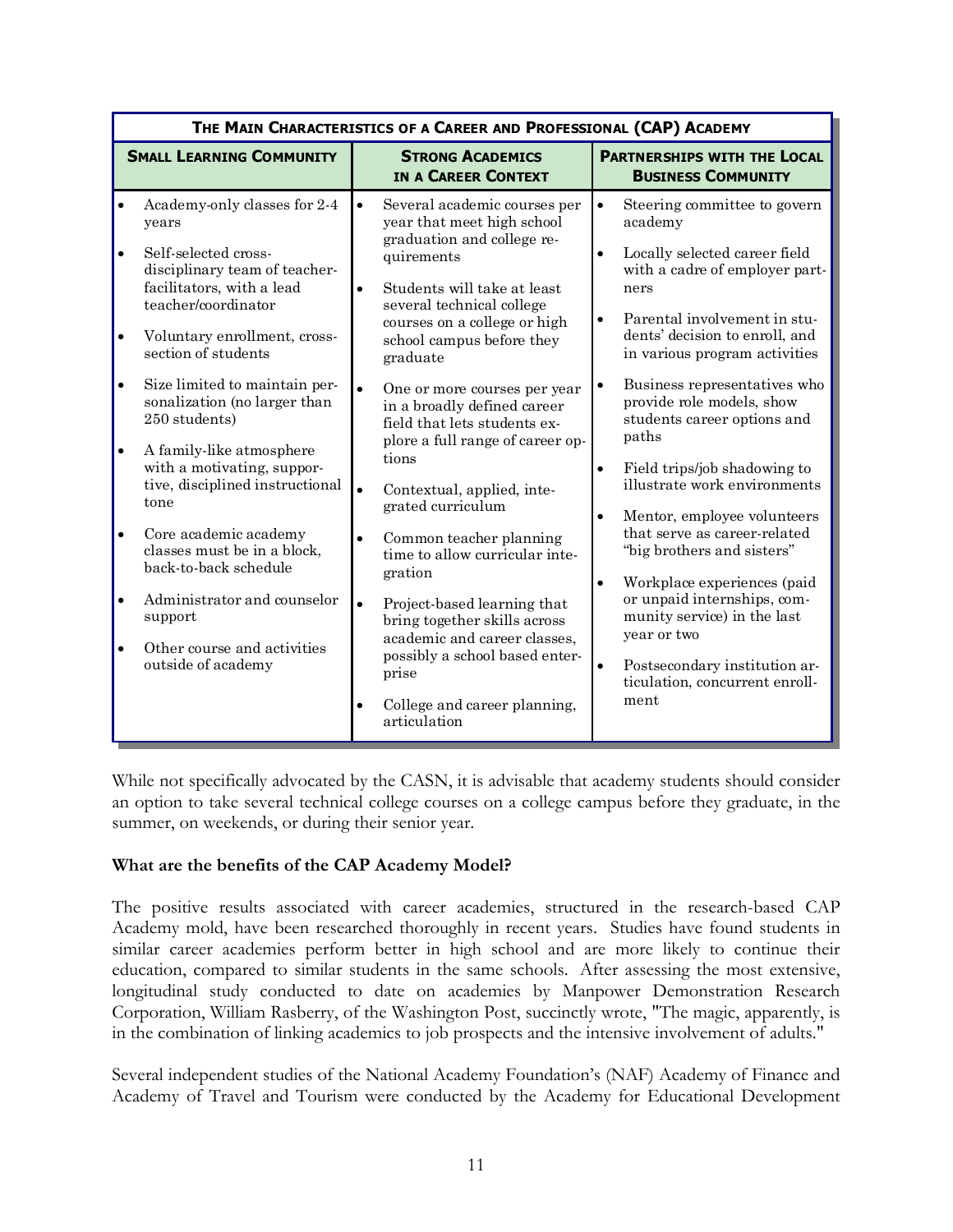| THE MAIN CHARACTERISTICS OF A CAREER AND PROFESSIONAL (CAP) ACADEMY | | |
|---|---|---|
| **SMALL LEARNING COMMUNITY** | **STRONG ACADEMICS IN A CAREER CONTEXT** | **PARTNERSHIPS WITH THE LOCAL BUSINESS COMMUNITY** |
| • Academy-only classes for 2-4 years<br>• Self-selected cross-disciplinary team of teacher-facilitators, with a lead teacher/coordinator<br>• Voluntary enrollment, cross-section of students<br>• Size limited to maintain personalization (no larger than 250 students)<br>• A family-like atmosphere with a motivating, supportive, disciplined instructional tone<br>• Core academic academy classes must be in a block, back-to-back schedule<br>• Administrator and counselor support<br>• Other course and activities outside of academy | • Several academic courses per year that meet high school graduation and college requirements<br>• Students will take at least several technical college courses on a college or high school campus before they graduate<br>• One or more courses per year in a broadly defined career field that lets students explore a full range of career options<br>• Contextual, applied, integrated curriculum<br>• Common teacher planning time to allow curricular integration<br>• Project-based learning that bring together skills across academic and career classes, possibly a school based enterprise<br>• College and career planning, articulation | • Steering committee to govern academy<br>• Locally selected career field with a cadre of employer partners<br>• Parental involvement in students' decision to enroll, and in various program activities<br>• Business representatives who provide role models, show students career options and paths<br>• Field trips/job shadowing to illustrate work environments<br>• Mentor, employee volunteers that serve as career-related "big brothers and sisters"<br>• Workplace experiences (paid or unpaid internships, community service) in the last year or two<br>• Postsecondary institution articulation, concurrent enrollment |

While not specifically advocated by the CASN, it is advisable that academy students should consider an option to take several technical college courses on a college campus before they graduate, in the summer, on weekends, or during their senior year.

**What are the benefits of the CAP Academy Model?**

The positive results associated with career academies, structured in the research-based CAP Academy mold, have been researched thoroughly in recent years. Studies have found students in similar career academies perform better in high school and are more likely to continue their education, compared to similar students in the same schools. After assessing the most extensive, longitudinal study conducted to date on academies by Manpower Demonstration Research Corporation, William Rasberry, of the Washington Post, succinctly wrote, "The magic, apparently, is in the combination of linking academics to job prospects and the intensive involvement of adults."

Several independent studies of the National Academy Foundation's (NAF) Academy of Finance and Academy of Travel and Tourism were conducted by the Academy for Educational Development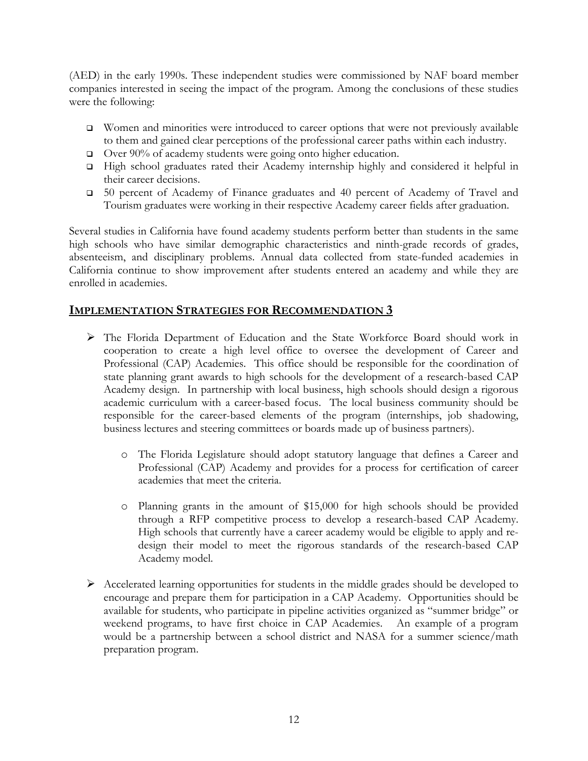(AED) in the early 1990s. These independent studies were commissioned by NAF board member companies interested in seeing the impact of the program. Among the conclusions of these studies were the following:

- Women and minorities were introduced to career options that were not previously available to them and gained clear perceptions of the professional career paths within each industry.
- Over 90% of academy students were going onto higher education.
- High school graduates rated their Academy internship highly and considered it helpful in their career decisions.
- 50 percent of Academy of Finance graduates and 40 percent of Academy of Travel and Tourism graduates were working in their respective Academy career fields after graduation.

Several studies in California have found academy students perform better than students in the same high schools who have similar demographic characteristics and ninth-grade records of grades, absenteeism, and disciplinary problems. Annual data collected from state-funded academies in California continue to show improvement after students entered an academy and while they are enrolled in academies.

## IMPLEMENTATION STRATEGIES FOR RECOMMENDATION 3

- The Florida Department of Education and the State Workforce Board should work in cooperation to create a high level office to oversee the development of Career and Professional (CAP) Academies. This office should be responsible for the coordination of state planning grant awards to high schools for the development of a research-based CAP Academy design. In partnership with local business, high schools should design a rigorous academic curriculum with a career-based focus. The local business community should be responsible for the career-based elements of the program (internships, job shadowing, business lectures and steering committees or boards made up of business partners).
  - The Florida Legislature should adopt statutory language that defines a Career and Professional (CAP) Academy and provides for a process for certification of career academies that meet the criteria.
  - Planning grants in the amount of $15,000 for high schools should be provided through a RFP competitive process to develop a research-based CAP Academy. High schools that currently have a career academy would be eligible to apply and re-design their model to meet the rigorous standards of the research-based CAP Academy model.
- Accelerated learning opportunities for students in the middle grades should be developed to encourage and prepare them for participation in a CAP Academy. Opportunities should be available for students, who participate in pipeline activities organized as "summer bridge" or weekend programs, to have first choice in CAP Academies. An example of a program would be a partnership between a school district and NASA for a summer science/math preparation program.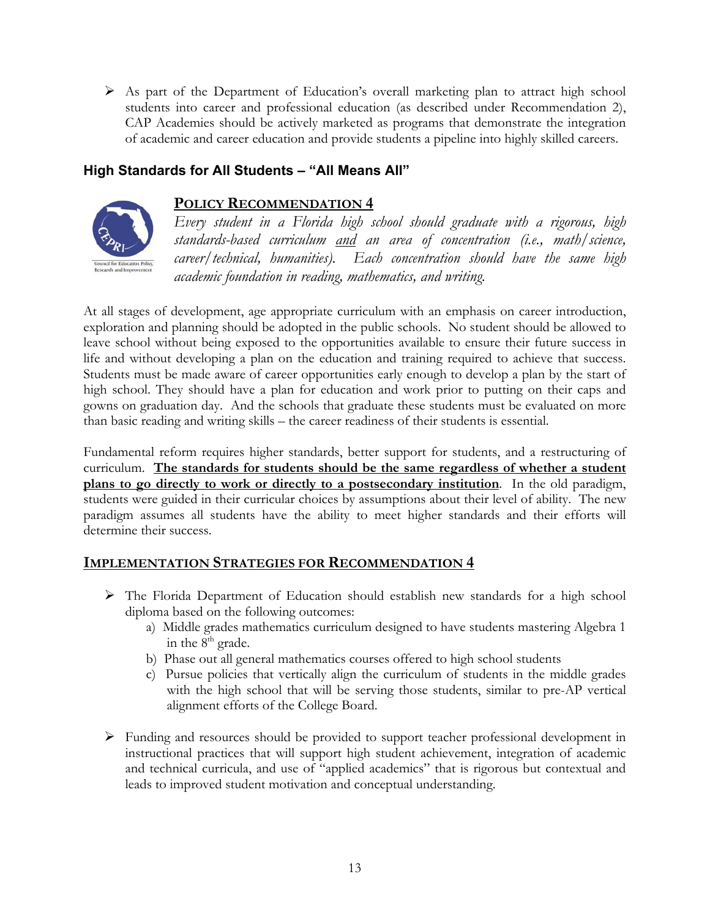- As part of the Department of Education's overall marketing plan to attract high school students into career and professional education (as described under Recommendation 2), CAP Academies should be actively marketed as programs that demonstrate the integration of academic and career education and provide students a pipeline into highly skilled careers.

### High Standards for All Students – "All Means All"

#### POLICY RECOMMENDATION 4

*Every student in a Florida high school should graduate with a rigorous, high standards-based curriculum* ***and*** *an area of concentration (i.e., math/science, career/technical, humanities). Each concentration should have the same high academic foundation in reading, mathematics, and writing.*

At all stages of development, age appropriate curriculum with an emphasis on career introduction, exploration and planning should be adopted in the public schools. No student should be allowed to leave school without being exposed to the opportunities available to ensure their future success in life and without developing a plan on the education and training required to achieve that success. Students must be made aware of career opportunities early enough to develop a plan by the start of high school. They should have a plan for education and work prior to putting on their caps and gowns on graduation day. And the schools that graduate these students must be evaluated on more than basic reading and writing skills – the career readiness of their students is essential.

Fundamental reform requires higher standards, better support for students, and a restructuring of curriculum. **The standards for students should be the same regardless of whether a student plans to go directly to work or directly to a postsecondary institution**. In the old paradigm, students were guided in their curricular choices by assumptions about their level of ability. The new paradigm assumes all students have the ability to meet higher standards and their efforts will determine their success.

#### IMPLEMENTATION STRATEGIES FOR RECOMMENDATION 4

- The Florida Department of Education should establish new standards for a high school diploma based on the following outcomes:
  a) Middle grades mathematics curriculum designed to have students mastering Algebra 1 in the 8th grade.
  b) Phase out all general mathematics courses offered to high school students
  c) Pursue policies that vertically align the curriculum of students in the middle grades with the high school that will be serving those students, similar to pre-AP vertical alignment efforts of the College Board.

- Funding and resources should be provided to support teacher professional development in instructional practices that will support high student achievement, integration of academic and technical curricula, and use of "applied academics" that is rigorous but contextual and leads to improved student motivation and conceptual understanding.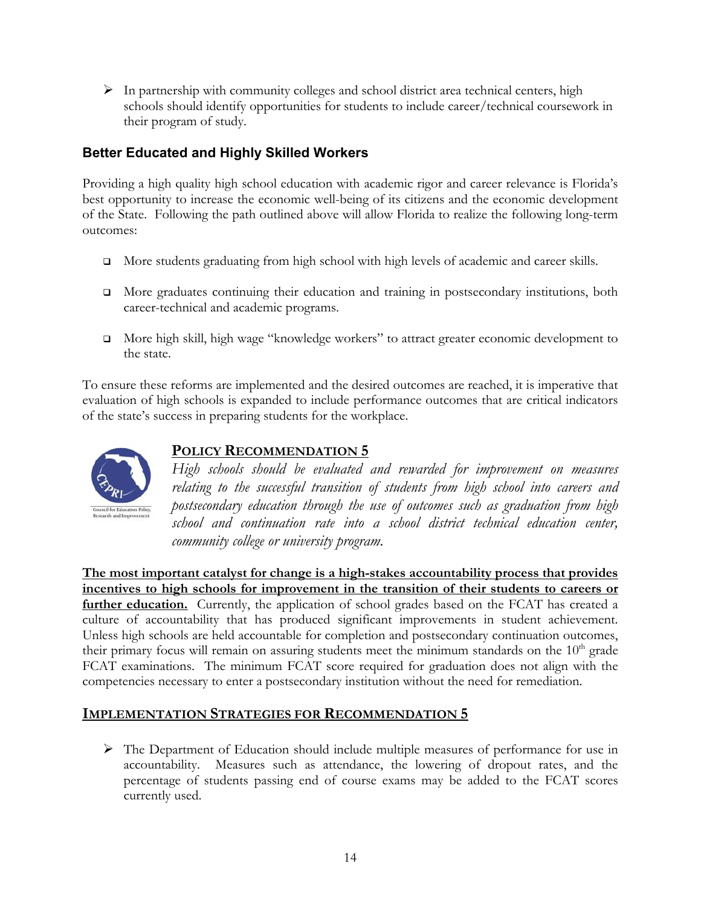- In partnership with community colleges and school district area technical centers, high schools should identify opportunities for students to include career/technical coursework in their program of study.

### Better Educated and Highly Skilled Workers

Providing a high quality high school education with academic rigor and career relevance is Florida's best opportunity to increase the economic well-being of its citizens and the economic development of the State. Following the path outlined above will allow Florida to realize the following long-term outcomes:

- More students graduating from high school with high levels of academic and career skills.
- More graduates continuing their education and training in postsecondary institutions, both career-technical and academic programs.
- More high skill, high wage "knowledge workers" to attract greater economic development to the state.

To ensure these reforms are implemented and the desired outcomes are reached, it is imperative that evaluation of high schools is expanded to include performance outcomes that are critical indicators of the state's success in preparing students for the workplace.

### POLICY RECOMMENDATION 5

*High schools should be evaluated and rewarded for improvement on measures relating to the successful transition of students from high school into careers and postsecondary education through the use of outcomes such as graduation from high school and continuation rate into a school district technical education center, community college or university program.*

**The most important catalyst for change is a high-stakes accountability process that provides incentives to high schools for improvement in the transition of their students to careers or further education.** Currently, the application of school grades based on the FCAT has created a culture of accountability that has produced significant improvements in student achievement. Unless high schools are held accountable for completion and postsecondary continuation outcomes, their primary focus will remain on assuring students meet the minimum standards on the 10th grade FCAT examinations. The minimum FCAT score required for graduation does not align with the competencies necessary to enter a postsecondary institution without the need for remediation.

### IMPLEMENTATION STRATEGIES FOR RECOMMENDATION 5

- The Department of Education should include multiple measures of performance for use in accountability. Measures such as attendance, the lowering of dropout rates, and the percentage of students passing end of course exams may be added to the FCAT scores currently used.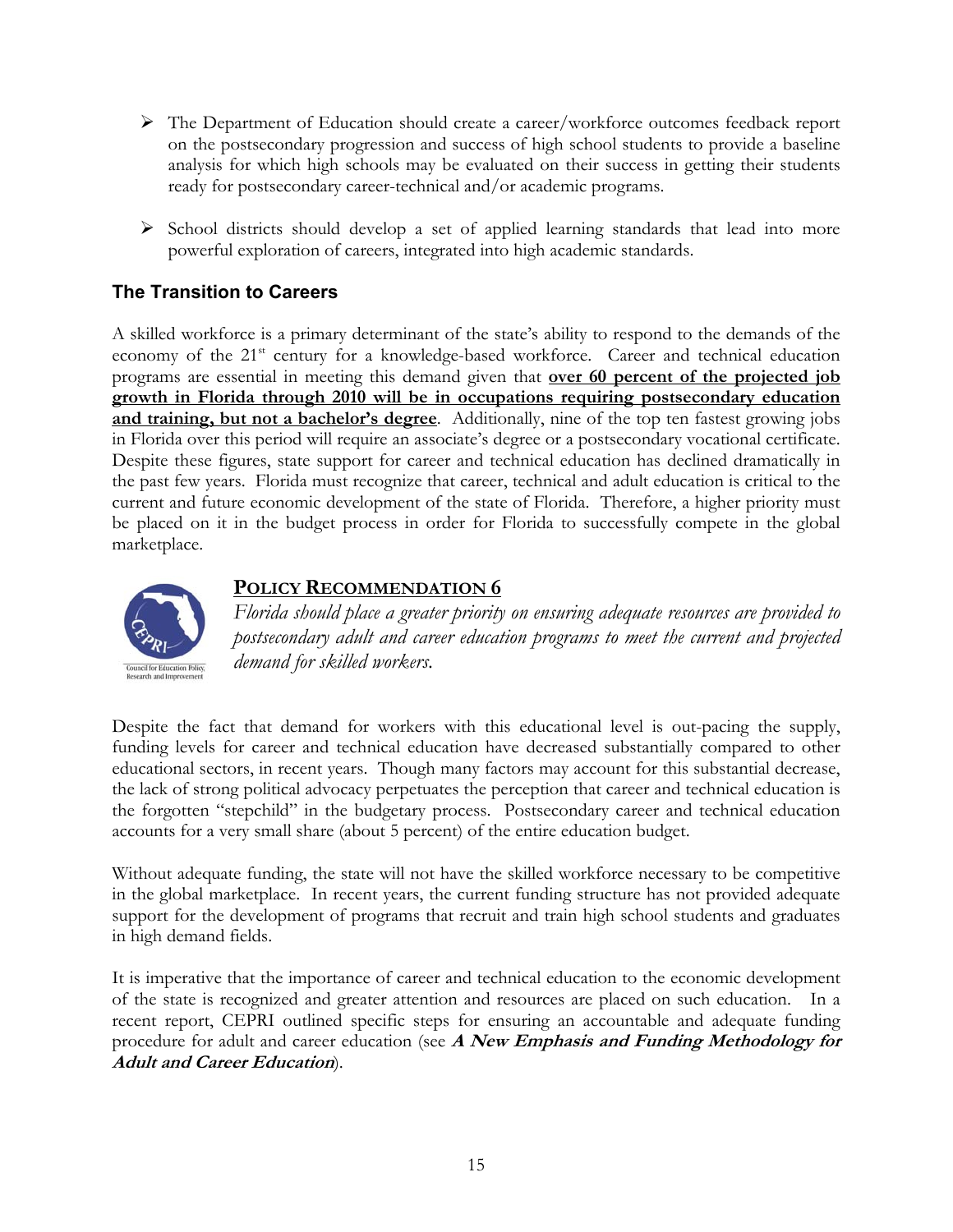- The Department of Education should create a career/workforce outcomes feedback report on the postsecondary progression and success of high school students to provide a baseline analysis for which high schools may be evaluated on their success in getting their students ready for postsecondary career-technical and/or academic programs.

- School districts should develop a set of applied learning standards that lead into more powerful exploration of careers, integrated into high academic standards.

## The Transition to Careers

A skilled workforce is a primary determinant of the state's ability to respond to the demands of the economy of the 21st century for a knowledge-based workforce. Career and technical education programs are essential in meeting this demand given that **over 60 percent of the projected job growth in Florida through 2010 will be in occupations requiring postsecondary education and training, but not a bachelor's degree**. Additionally, nine of the top ten fastest growing jobs in Florida over this period will require an associate's degree or a postsecondary vocational certificate. Despite these figures, state support for career and technical education has declined dramatically in the past few years. Florida must recognize that career, technical and adult education is critical to the current and future economic development of the state of Florida. Therefore, a higher priority must be placed on it in the budget process in order for Florida to successfully compete in the global marketplace.

### POLICY RECOMMENDATION 6

*Florida should place a greater priority on ensuring adequate resources are provided to postsecondary adult and career education programs to meet the current and projected demand for skilled workers.*

Despite the fact that demand for workers with this educational level is out-pacing the supply, funding levels for career and technical education have decreased substantially compared to other educational sectors, in recent years. Though many factors may account for this substantial decrease, the lack of strong political advocacy perpetuates the perception that career and technical education is the forgotten "stepchild" in the budgetary process. Postsecondary career and technical education accounts for a very small share (about 5 percent) of the entire education budget.

Without adequate funding, the state will not have the skilled workforce necessary to be competitive in the global marketplace. In recent years, the current funding structure has not provided adequate support for the development of programs that recruit and train high school students and graduates in high demand fields.

It is imperative that the importance of career and technical education to the economic development of the state is recognized and greater attention and resources are placed on such education. In a recent report, CEPRI outlined specific steps for ensuring an accountable and adequate funding procedure for adult and career education (see ***A New Emphasis and Funding Methodology for Adult and Career Education***).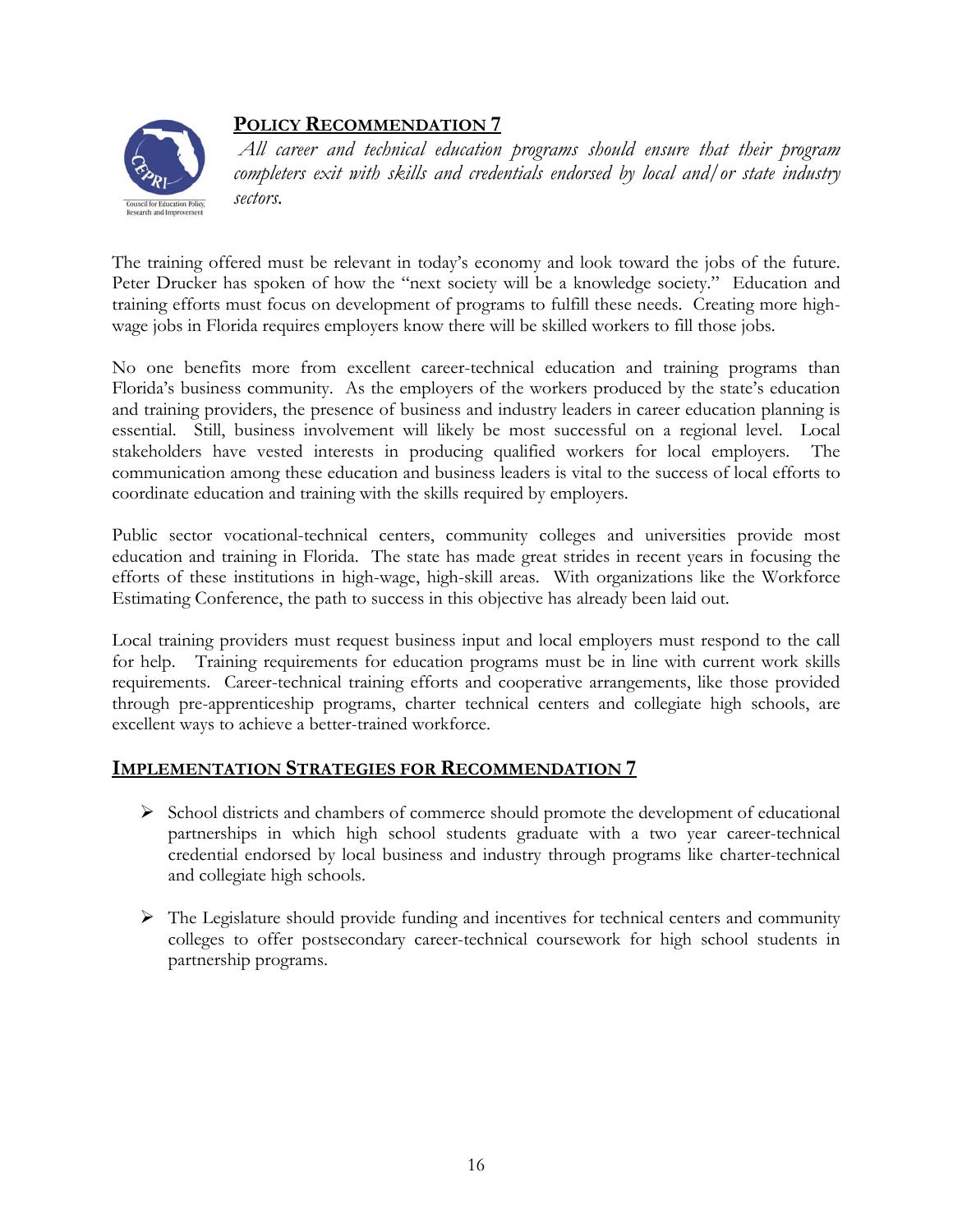## POLICY RECOMMENDATION 7

*All career and technical education programs should ensure that their program completers exit with skills and credentials endorsed by local and/or state industry sectors.*

The training offered must be relevant in today's economy and look toward the jobs of the future. Peter Drucker has spoken of how the "next society will be a knowledge society." Education and training efforts must focus on development of programs to fulfill these needs. Creating more high-wage jobs in Florida requires employers know there will be skilled workers to fill those jobs.

No one benefits more from excellent career-technical education and training programs than Florida's business community. As the employers of the workers produced by the state's education and training providers, the presence of business and industry leaders in career education planning is essential. Still, business involvement will likely be most successful on a regional level. Local stakeholders have vested interests in producing qualified workers for local employers. The communication among these education and business leaders is vital to the success of local efforts to coordinate education and training with the skills required by employers.

Public sector vocational-technical centers, community colleges and universities provide most education and training in Florida. The state has made great strides in recent years in focusing the efforts of these institutions in high-wage, high-skill areas. With organizations like the Workforce Estimating Conference, the path to success in this objective has already been laid out.

Local training providers must request business input and local employers must respond to the call for help. Training requirements for education programs must be in line with current work skills requirements. Career-technical training efforts and cooperative arrangements, like those provided through pre-apprenticeship programs, charter technical centers and collegiate high schools, are excellent ways to achieve a better-trained workforce.

## IMPLEMENTATION STRATEGIES FOR RECOMMENDATION 7

- School districts and chambers of commerce should promote the development of educational partnerships in which high school students graduate with a two year career-technical credential endorsed by local business and industry through programs like charter-technical and collegiate high schools.

- The Legislature should provide funding and incentives for technical centers and community colleges to offer postsecondary career-technical coursework for high school students in partnership programs.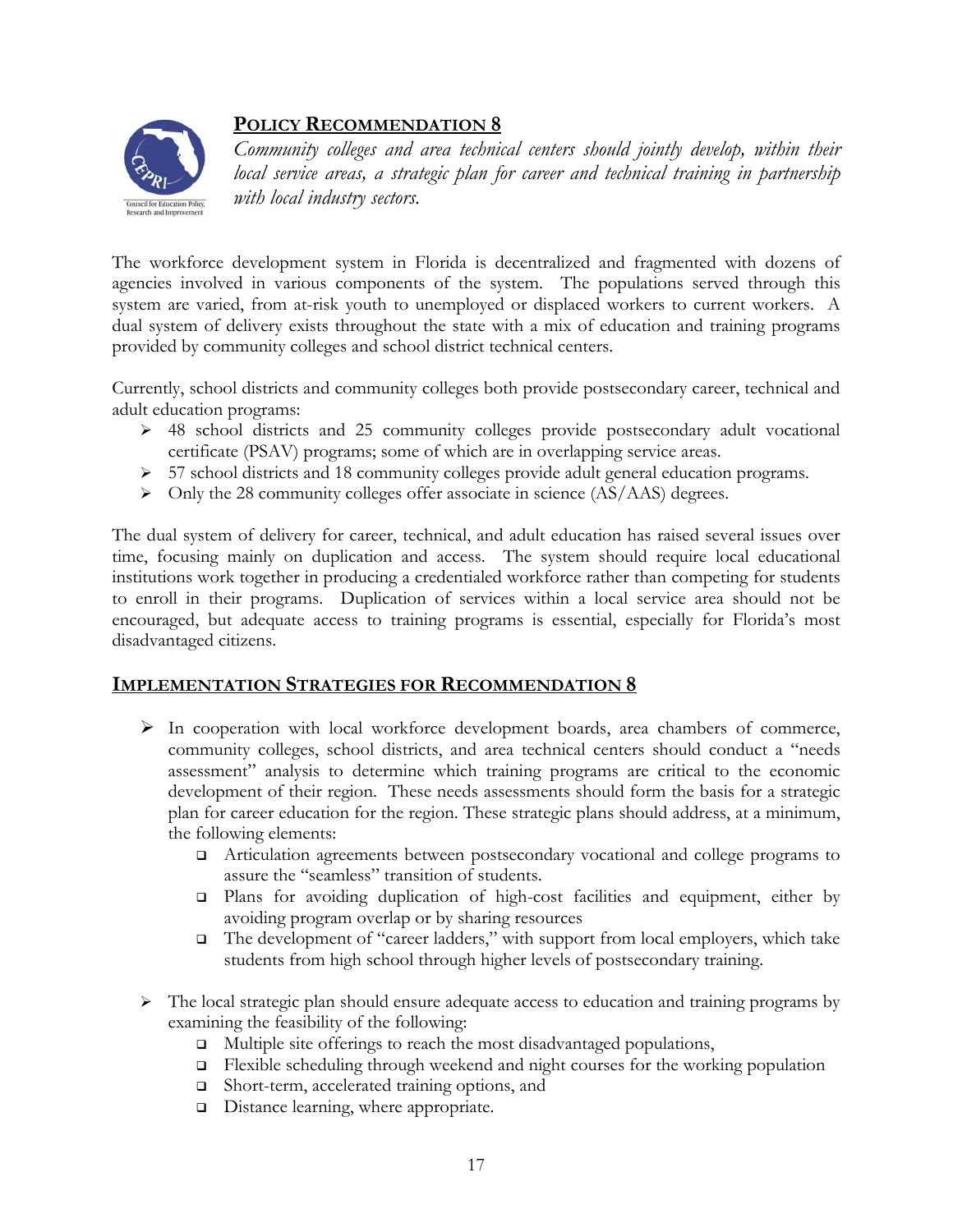## POLICY RECOMMENDATION 8

*Community colleges and area technical centers should jointly develop, within their local service areas, a strategic plan for career and technical training in partnership with local industry sectors.*

The workforce development system in Florida is decentralized and fragmented with dozens of agencies involved in various components of the system. The populations served through this system are varied, from at-risk youth to unemployed or displaced workers to current workers. A dual system of delivery exists throughout the state with a mix of education and training programs provided by community colleges and school district technical centers.

Currently, school districts and community colleges both provide postsecondary career, technical and adult education programs:

- 48 school districts and 25 community colleges provide postsecondary adult vocational certificate (PSAV) programs; some of which are in overlapping service areas.
- 57 school districts and 18 community colleges provide adult general education programs.
- Only the 28 community colleges offer associate in science (AS/AAS) degrees.

The dual system of delivery for career, technical, and adult education has raised several issues over time, focusing mainly on duplication and access. The system should require local educational institutions work together in producing a credentialed workforce rather than competing for students to enroll in their programs. Duplication of services within a local service area should not be encouraged, but adequate access to training programs is essential, especially for Florida's most disadvantaged citizens.

## IMPLEMENTATION STRATEGIES FOR RECOMMENDATION 8

- In cooperation with local workforce development boards, area chambers of commerce, community colleges, school districts, and area technical centers should conduct a "needs assessment" analysis to determine which training programs are critical to the economic development of their region. These needs assessments should form the basis for a strategic plan for career education for the region. These strategic plans should address, at a minimum, the following elements:
  - Articulation agreements between postsecondary vocational and college programs to assure the "seamless" transition of students.
  - Plans for avoiding duplication of high-cost facilities and equipment, either by avoiding program overlap or by sharing resources
  - The development of "career ladders," with support from local employers, which take students from high school through higher levels of postsecondary training.

- The local strategic plan should ensure adequate access to education and training programs by examining the feasibility of the following:
  - Multiple site offerings to reach the most disadvantaged populations,
  - Flexible scheduling through weekend and night courses for the working population
  - Short-term, accelerated training options, and
  - Distance learning, where appropriate.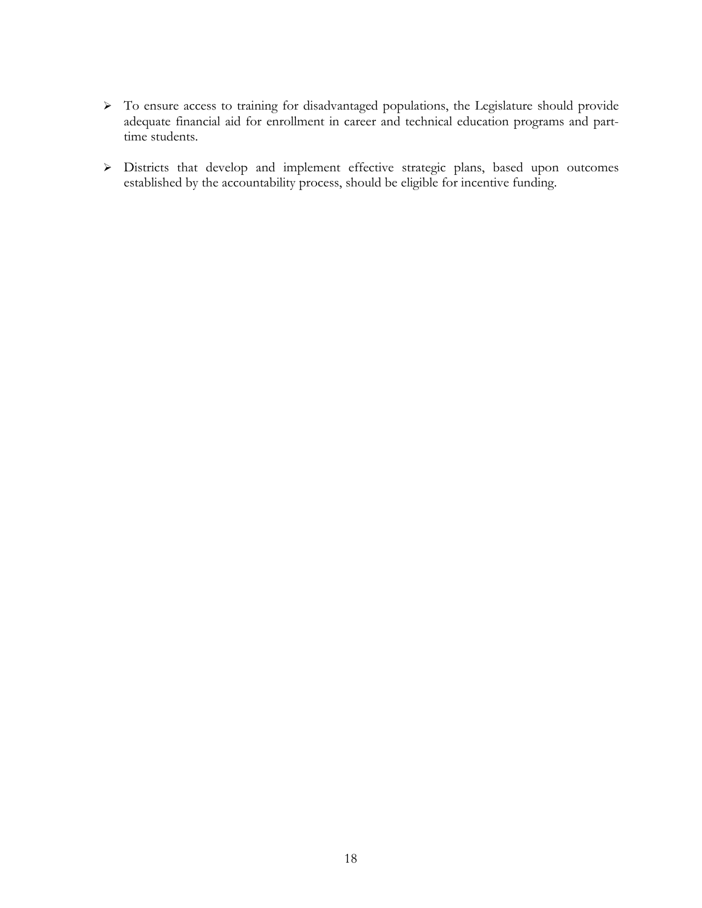- To ensure access to training for disadvantaged populations, the Legislature should provide adequate financial aid for enrollment in career and technical education programs and part-time students.

- Districts that develop and implement effective strategic plans, based upon outcomes established by the accountability process, should be eligible for incentive funding.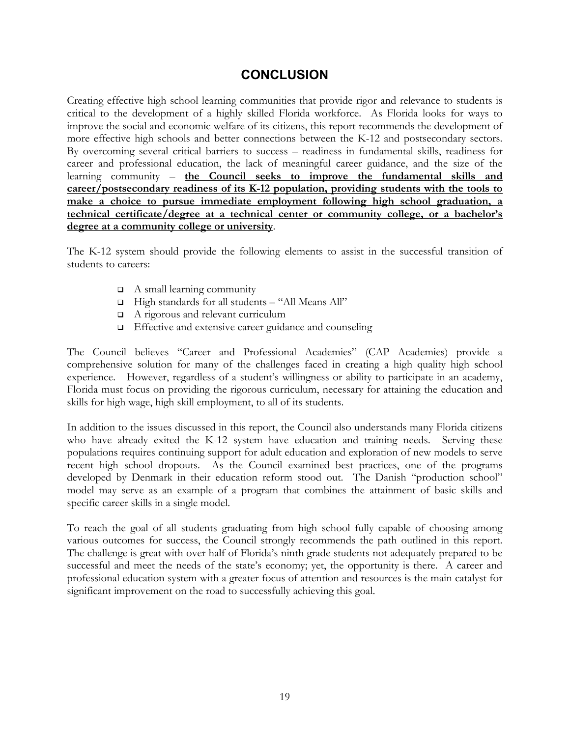## CONCLUSION

Creating effective high school learning communities that provide rigor and relevance to students is critical to the development of a highly skilled Florida workforce. As Florida looks for ways to improve the social and economic welfare of its citizens, this report recommends the development of more effective high schools and better connections between the K-12 and postsecondary sectors. By overcoming several critical barriers to success – readiness in fundamental skills, readiness for career and professional education, the lack of meaningful career guidance, and the size of the learning community – **the Council seeks to improve the fundamental skills and career/postsecondary readiness of its K-12 population, providing students with the tools to make a choice to pursue immediate employment following high school graduation, a technical certificate/degree at a technical center or community college, or a bachelor's degree at a community college or university**.

The K-12 system should provide the following elements to assist in the successful transition of students to careers:

- A small learning community
- High standards for all students – "All Means All"
- A rigorous and relevant curriculum
- Effective and extensive career guidance and counseling

The Council believes "Career and Professional Academies" (CAP Academies) provide a comprehensive solution for many of the challenges faced in creating a high quality high school experience. However, regardless of a student's willingness or ability to participate in an academy, Florida must focus on providing the rigorous curriculum, necessary for attaining the education and skills for high wage, high skill employment, to all of its students.

In addition to the issues discussed in this report, the Council also understands many Florida citizens who have already exited the K-12 system have education and training needs. Serving these populations requires continuing support for adult education and exploration of new models to serve recent high school dropouts. As the Council examined best practices, one of the programs developed by Denmark in their education reform stood out. The Danish "production school" model may serve as an example of a program that combines the attainment of basic skills and specific career skills in a single model.

To reach the goal of all students graduating from high school fully capable of choosing among various outcomes for success, the Council strongly recommends the path outlined in this report. The challenge is great with over half of Florida's ninth grade students not adequately prepared to be successful and meet the needs of the state's economy; yet, the opportunity is there. A career and professional education system with a greater focus of attention and resources is the main catalyst for significant improvement on the road to successfully achieving this goal.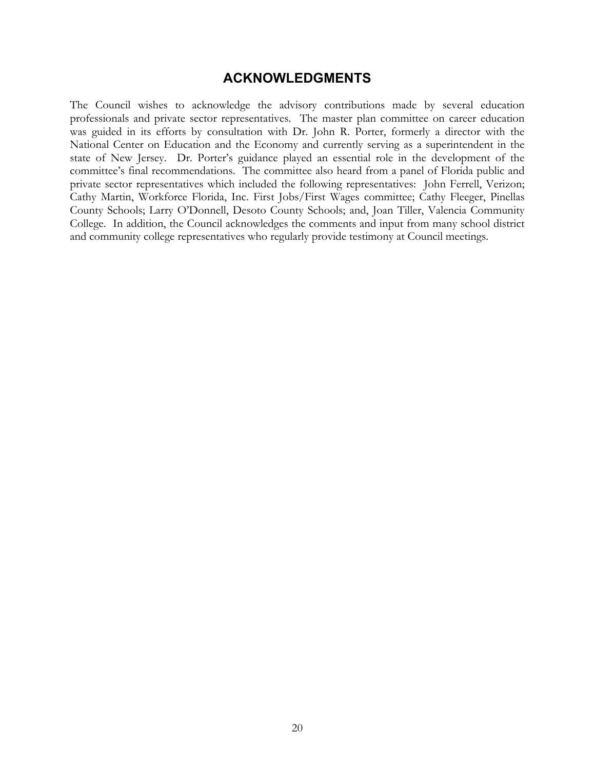## ACKNOWLEDGMENTS

The Council wishes to acknowledge the advisory contributions made by several education professionals and private sector representatives. The master plan committee on career education was guided in its efforts by consultation with Dr. John R. Porter, formerly a director with the National Center on Education and the Economy and currently serving as a superintendent in the state of New Jersey. Dr. Porter's guidance played an essential role in the development of the committee's final recommendations. The committee also heard from a panel of Florida public and private sector representatives which included the following representatives: John Ferrell, Verizon; Cathy Martin, Workforce Florida, Inc. First Jobs/First Wages committee; Cathy Fleeger, Pinellas County Schools; Larry O'Donnell, Desoto County Schools; and, Joan Tiller, Valencia Community College. In addition, the Council acknowledges the comments and input from many school district and community college representatives who regularly provide testimony at Council meetings.